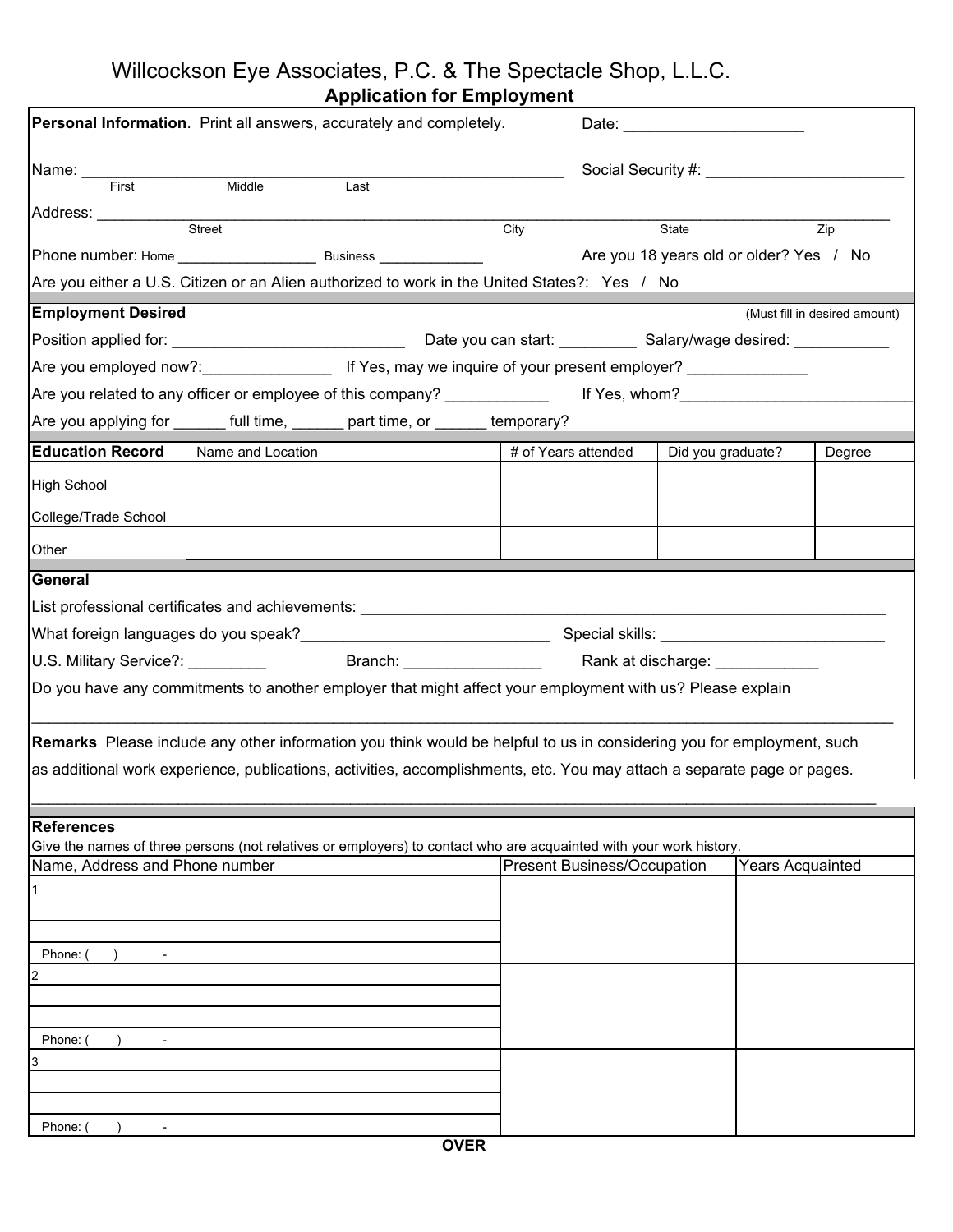# Willcockson Eye Associates, P.C. & The Spectacle Shop, L.L.C.

## Application for Employment

**Personal Information**. Print all answers, accurately and completely.

Date: ____________________

Name: ________________________________________________________
First Middle Last

Social Security #: _______________________

Address: ____________________________________________________________________________________________
Street City State Zip

Phone number: Home ________________ Business _____________

Are you 18 years old or older? Yes / No

Are you either a U.S. Citizen or an Alien authorized to work in the United States?: Yes / No

**Employment Desired** (Must fill in desired amount)

Position applied for: ___________________________ Date you can start: _________ Salary/wage desired: ___________

Are you employed now?:______________ If Yes, may we inquire of your present employer? _____________

Are you related to any officer or employee of this company? ___________ If Yes, whom?___________________________

Are you applying for ______ full time, ______ part time, or ______ temporary?

| Education Record | Name and Location | # of Years attended | Did you graduate? | Degree |
|---|---|---|---|---|
| High School | | | | |
| College/Trade School | | | | |
| Other | | | | |

**General**

List professional certificates and achievements: ______________________________________________________________

What foreign languages do you speak?_____________________________ Special skills: __________________________

U.S. Military Service?: _________ Branch: ________________ Rank at discharge: ____________

Do you have any commitments to another employer that might affect your employment with us? Please explain

______________________________________________________________________________________________

**Remarks** Please include any other information you think would be helpful to us in considering you for employment, such as additional work experience, publications, activities, accomplishments, etc. You may attach a separate page or pages.

______________________________________________________________________________________________

**References**

Give the names of three persons (not relatives or employers) to contact who are acquainted with your work history.

| Name, Address and Phone number | Present Business/Occupation | Years Acquainted |
|---|---|---|
| 1<br><br><br>Phone: ( ) - | | |
| 2<br><br><br>Phone: ( ) - | | |
| 3<br><br><br>Phone: ( ) - | | |

**OVER**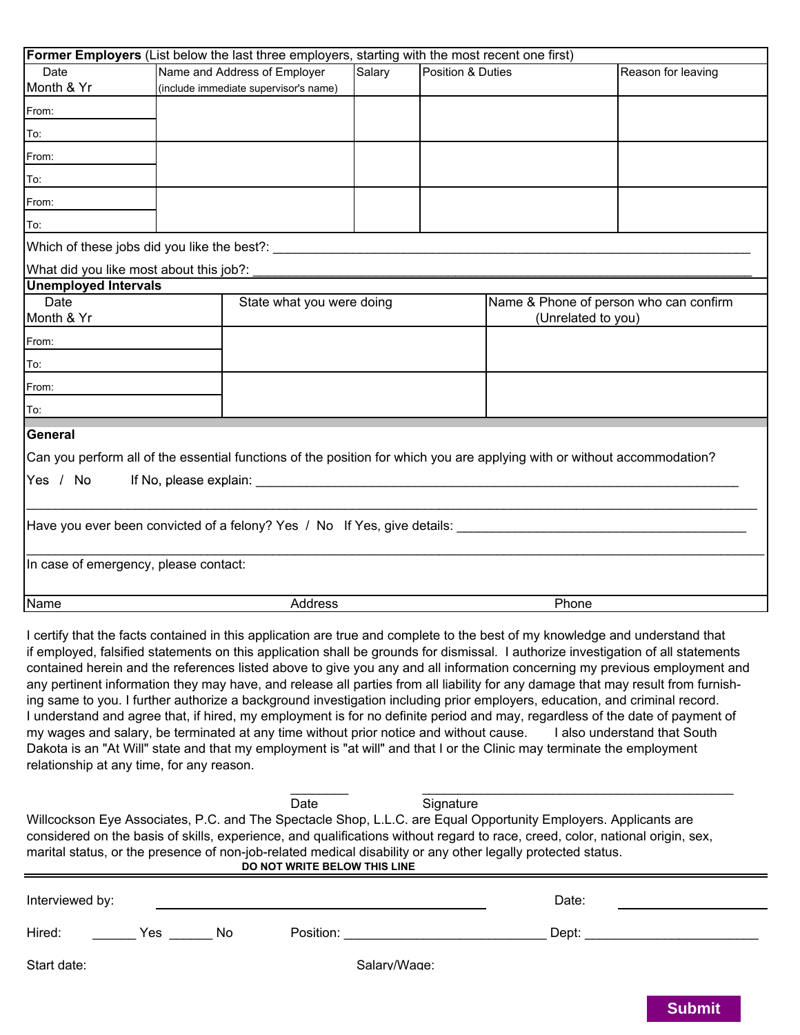**Former Employers** (List below the last three employers, starting with the most recent one first)

| Date Month & Yr | Name and Address of Employer (include immediate supervisor's name) | Salary | Position & Duties | Reason for leaving |
|---|---|---|---|---|
| From: | | | | |
| To: | | | | |
| From: | | | | |
| To: | | | | |
| From: | | | | |
| To: | | | | |

Which of these jobs did you like the best?: ______________________________________________

What did you like most about this job?: ______________________________________________

**Unemployed Intervals**

| Date Month & Yr | State what you were doing | Name & Phone of person who can confirm (Unrelated to you) |
|---|---|---|
| From: | | |
| To: | | |
| From: | | |
| To: | | |

**General**

Can you perform all of the essential functions of the position for which you are applying with or without accommodation?

Yes / No If No, please explain: ______________________________________________

______________________________________________

Have you ever been convicted of a felony? Yes / No If Yes, give details: ______________________________________________

______________________________________________

In case of emergency, please contact:

| Name | Address | Phone |
|---|---|---|
| | | |

I certify that the facts contained in this application are true and complete to the best of my knowledge and understand that if employed, falsified statements on this application shall be grounds for dismissal. I authorize investigation of all statements contained herein and the references listed above to give you any and all information concerning my previous employment and any pertinent information they may have, and release all parties from all liability for any damage that may result from furnishing same to you. I further authorize a background investigation including prior employers, education, and criminal record. I understand and agree that, if hired, my employment is for no definite period and may, regardless of the date of payment of my wages and salary, be terminated at any time without prior notice and without cause. I also understand that South Dakota is an "At Will" state and that my employment is "at will" and that I or the Clinic may terminate the employment relationship at any time, for any reason.

________ Date ______________________________ Signature

Willcockson Eye Associates, P.C. and The Spectacle Shop, L.L.C. are Equal Opportunity Employers. Applicants are considered on the basis of skills, experience, and qualifications without regard to race, creed, color, national origin, sex, marital status, or the presence of non-job-related medical disability or any other legally protected status.

**DO NOT WRITE BELOW THIS LINE**

---

Interviewed by: ______________________________ Date: ______________

Hired: ______ Yes ______ No Position: ____________________ Dept: ________________

Start date: Salary/Wage:

Submit